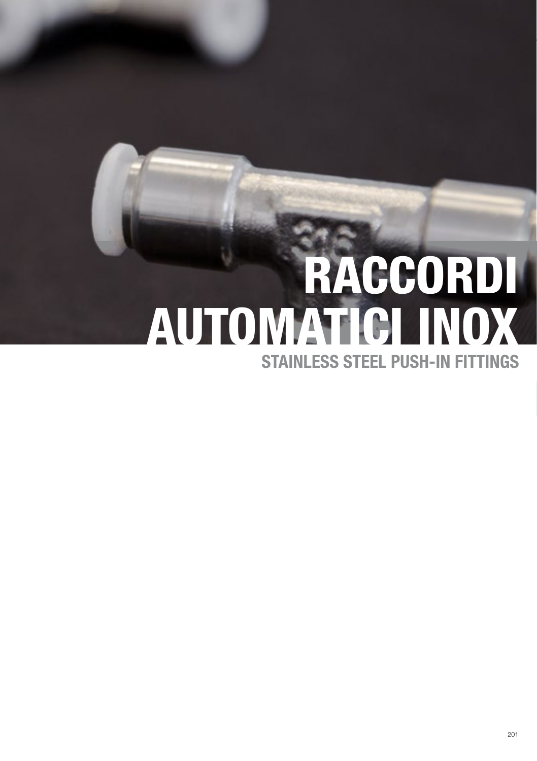# RACCORDI AUTOMATICI INOX

## STAINLESS STEEL PUSH-IN FITTINGS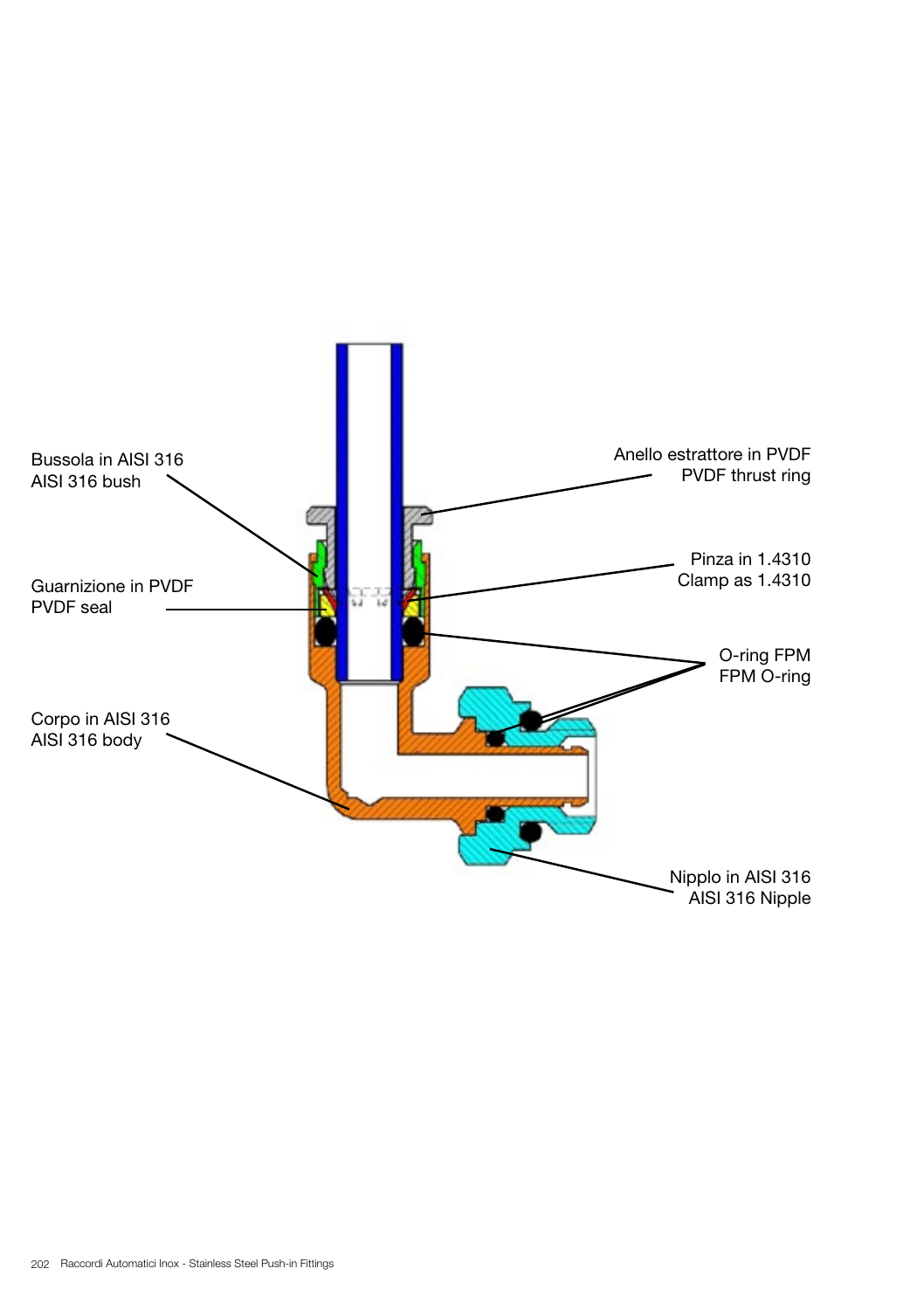Bussola in AISI 316
AISI 316 bush

Anello estrattore in PVDF
PVDF thrust ring

Pinza in 1.4310
Clamp as 1.4310

Guarnizione in PVDF
PVDF seal

O-ring FPM
FPM O-ring

Corpo in AISI 316
AISI 316 body

Nipplo in AISI 316
AISI 316 Nipple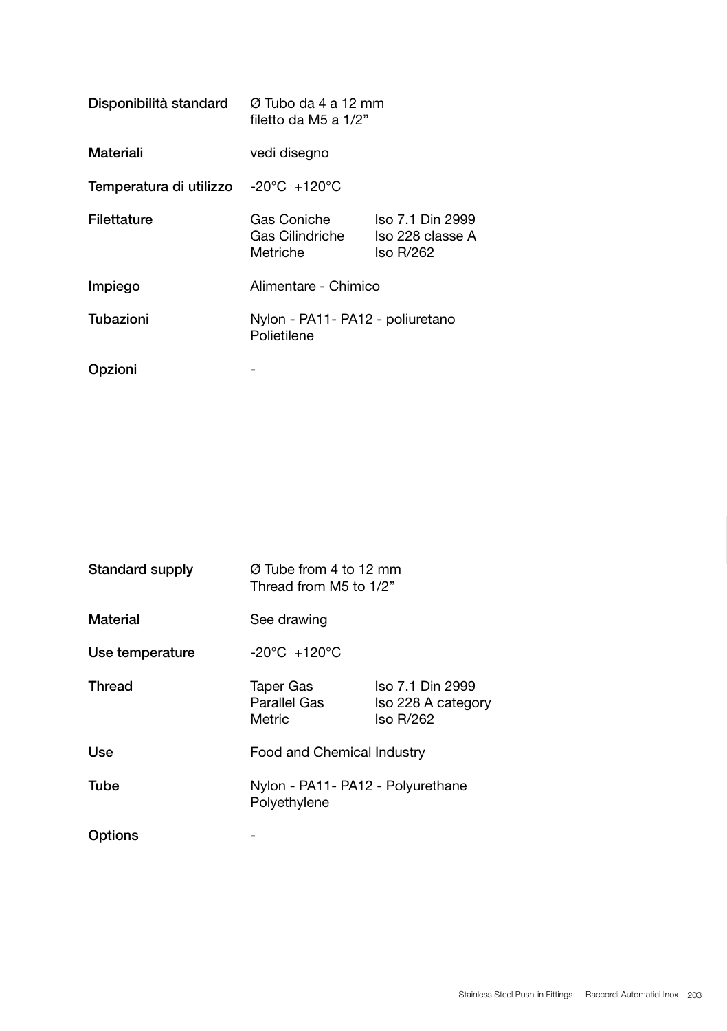| | | |
|---|---|---|
| **Disponibilità standard** | Ø Tubo da 4 a 12 mm<br>filetto da M5 a 1/2" | |
| **Materiali** | vedi disegno | |
| **Temperatura di utilizzo** | -20°C +120°C | |
| **Filettature** | Gas Coniche<br>Gas Cilindriche<br>Metriche | Iso 7.1 Din 2999<br>Iso 228 classe A<br>Iso R/262 |
| **Impiego** | Alimentare - Chimico | |
| **Tubazioni** | Nylon - PA11- PA12 - poliuretano<br>Polietilene | |
| **Opzioni** | - | |

| | | |
|---|---|---|
| **Standard supply** | Ø Tube from 4 to 12 mm<br>Thread from M5 to 1/2" | |
| **Material** | See drawing | |
| **Use temperature** | -20°C +120°C | |
| **Thread** | Taper Gas<br>Parallel Gas<br>Metric | Iso 7.1 Din 2999<br>Iso 228 A category<br>Iso R/262 |
| **Use** | Food and Chemical Industry | |
| **Tube** | Nylon - PA11- PA12 - Polyurethane<br>Polyethylene | |
| **Options** | - | |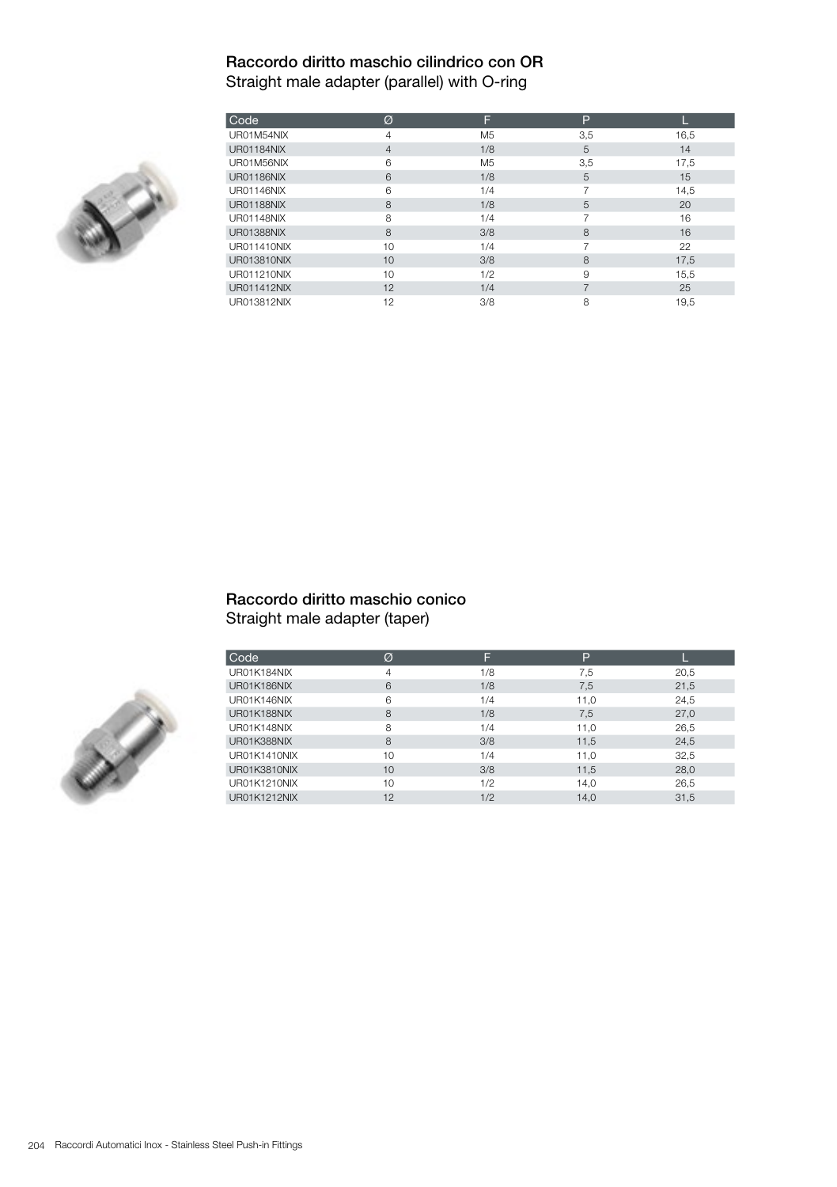## Raccordo diritto maschio cilindrico con OR
Straight male adapter (parallel) with O-ring

| Code | Ø | F | P | L |
|---|---|---|---|---|
| UR01M54NIX | 4 | M5 | 3,5 | 16,5 |
| UR01184NIX | 4 | 1/8 | 5 | 14 |
| UR01M56NIX | 6 | M5 | 3,5 | 17,5 |
| UR01186NIX | 6 | 1/8 | 5 | 15 |
| UR01146NIX | 6 | 1/4 | 7 | 14,5 |
| UR01188NIX | 8 | 1/8 | 5 | 20 |
| UR01148NIX | 8 | 1/4 | 7 | 16 |
| UR01388NIX | 8 | 3/8 | 8 | 16 |
| UR011410NIX | 10 | 1/4 | 7 | 22 |
| UR013810NIX | 10 | 3/8 | 8 | 17,5 |
| UR011210NIX | 10 | 1/2 | 9 | 15,5 |
| UR011412NIX | 12 | 1/4 | 7 | 25 |
| UR013812NIX | 12 | 3/8 | 8 | 19,5 |

## Raccordo diritto maschio conico
Straight male adapter (taper)

| Code | Ø | F | P | L |
|---|---|---|---|---|
| UR01K184NIX | 4 | 1/8 | 7,5 | 20,5 |
| UR01K186NIX | 6 | 1/8 | 7,5 | 21,5 |
| UR01K146NIX | 6 | 1/4 | 11,0 | 24,5 |
| UR01K188NIX | 8 | 1/8 | 7,5 | 27,0 |
| UR01K148NIX | 8 | 1/4 | 11,0 | 26,5 |
| UR01K388NIX | 8 | 3/8 | 11,5 | 24,5 |
| UR01K1410NIX | 10 | 1/4 | 11,0 | 32,5 |
| UR01K3810NIX | 10 | 3/8 | 11,5 | 28,0 |
| UR01K1210NIX | 10 | 1/2 | 14,0 | 26,5 |
| UR01K1212NIX | 12 | 1/2 | 14,0 | 31,5 |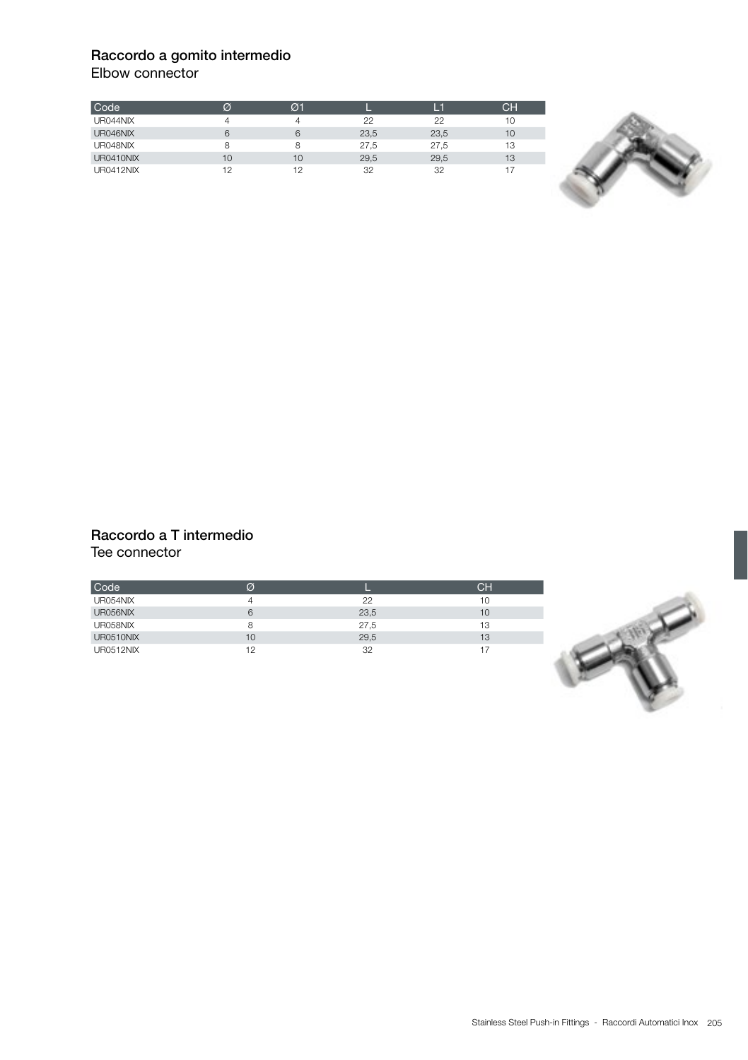## Raccordo a gomito intermedio
Elbow connector

| Code | Ø | Ø1 | L | L1 | CH |
|---|---|---|---|---|---|
| UR044NIX | 4 | 4 | 22 | 22 | 10 |
| UR046NIX | 6 | 6 | 23,5 | 23,5 | 10 |
| UR048NIX | 8 | 8 | 27,5 | 27,5 | 13 |
| UR0410NIX | 10 | 10 | 29,5 | 29,5 | 13 |
| UR0412NIX | 12 | 12 | 32 | 32 | 17 |

## Raccordo a T intermedio
Tee connector

| Code | Ø | L | CH |
|---|---|---|---|
| UR054NIX | 4 | 22 | 10 |
| UR056NIX | 6 | 23,5 | 10 |
| UR058NIX | 8 | 27,5 | 13 |
| UR0510NIX | 10 | 29,5 | 13 |
| UR0512NIX | 12 | 32 | 17 |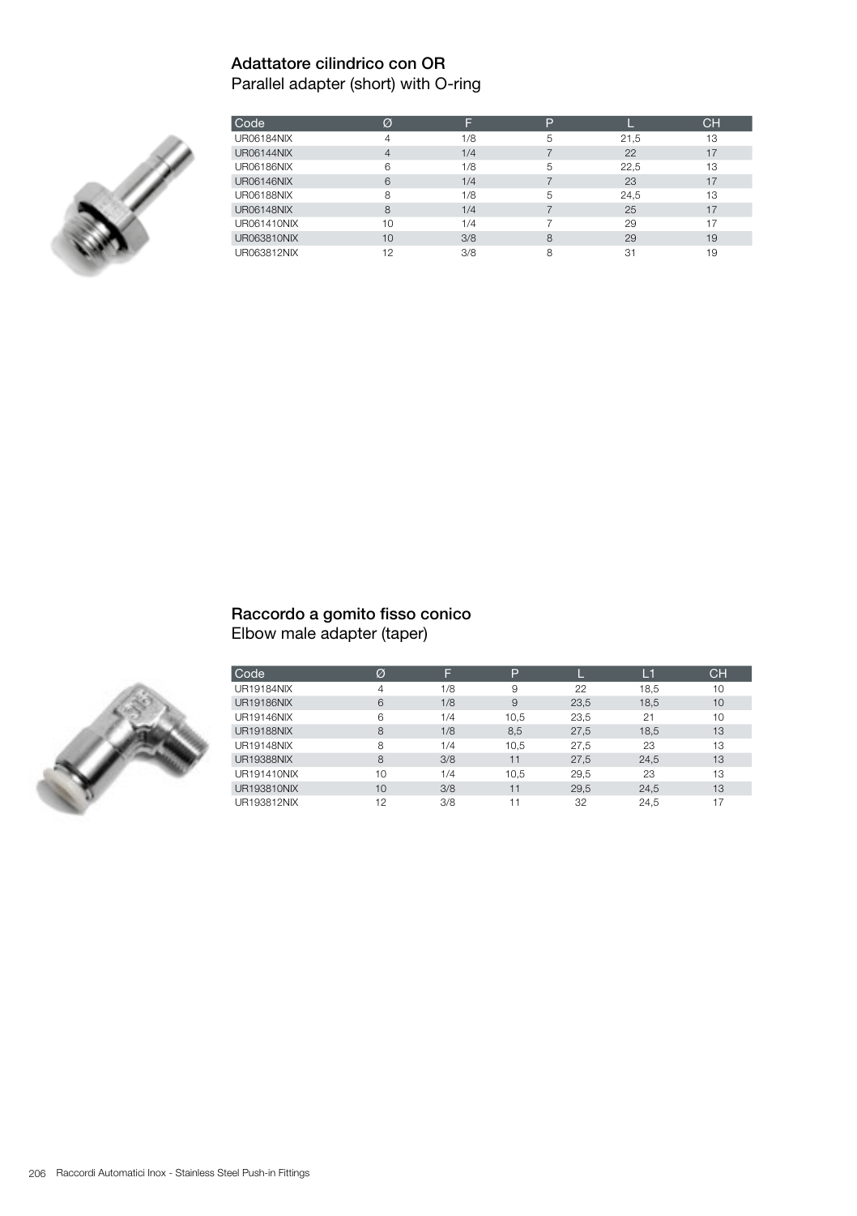## Adattatore cilindrico con OR
Parallel adapter (short) with O-ring

| Code | Ø | F | P | L | CH |
|---|---|---|---|---|---|
| UR06184NIX | 4 | 1/8 | 5 | 21,5 | 13 |
| UR06144NIX | 4 | 1/4 | 7 | 22 | 17 |
| UR06186NIX | 6 | 1/8 | 5 | 22,5 | 13 |
| UR06146NIX | 6 | 1/4 | 7 | 23 | 17 |
| UR06188NIX | 8 | 1/8 | 5 | 24,5 | 13 |
| UR06148NIX | 8 | 1/4 | 7 | 25 | 17 |
| UR061410NIX | 10 | 1/4 | 7 | 29 | 17 |
| UR063810NIX | 10 | 3/8 | 8 | 29 | 19 |
| UR063812NIX | 12 | 3/8 | 8 | 31 | 19 |

## Raccordo a gomito fisso conico
Elbow male adapter (taper)

| Code | Ø | F | P | L | L1 | CH |
|---|---|---|---|---|---|---|
| UR19184NIX | 4 | 1/8 | 9 | 22 | 18,5 | 10 |
| UR19186NIX | 6 | 1/8 | 9 | 23,5 | 18,5 | 10 |
| UR19146NIX | 6 | 1/4 | 10,5 | 23,5 | 21 | 10 |
| UR19188NIX | 8 | 1/8 | 8,5 | 27,5 | 18,5 | 13 |
| UR19148NIX | 8 | 1/4 | 10,5 | 27,5 | 23 | 13 |
| UR19388NIX | 8 | 3/8 | 11 | 27,5 | 24,5 | 13 |
| UR191410NIX | 10 | 1/4 | 10,5 | 29,5 | 23 | 13 |
| UR193810NIX | 10 | 3/8 | 11 | 29,5 | 24,5 | 13 |
| UR193812NIX | 12 | 3/8 | 11 | 32 | 24,5 | 17 |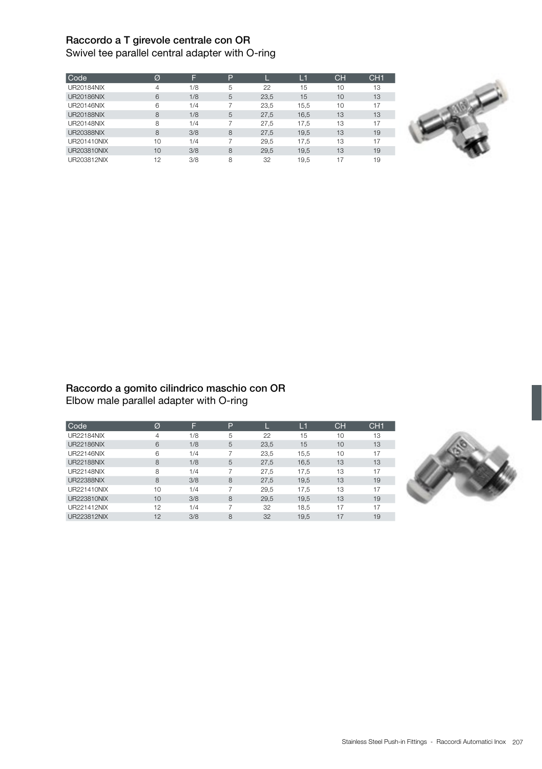### Raccordo a T girevole centrale con OR
Swivel tee parallel central adapter with O-ring

| Code | Ø | F | P | L | L1 | CH | CH1 |
|---|---|---|---|---|---|---|---|
| UR20184NIX | 4 | 1/8 | 5 | 22 | 15 | 10 | 13 |
| UR20186NIX | 6 | 1/8 | 5 | 23,5 | 15 | 10 | 13 |
| UR20146NIX | 6 | 1/4 | 7 | 23,5 | 15,5 | 10 | 17 |
| UR20188NIX | 8 | 1/8 | 5 | 27,5 | 16,5 | 13 | 13 |
| UR20148NIX | 8 | 1/4 | 7 | 27,5 | 17,5 | 13 | 17 |
| UR20388NIX | 8 | 3/8 | 8 | 27,5 | 19,5 | 13 | 19 |
| UR201410NIX | 10 | 1/4 | 7 | 29,5 | 17,5 | 13 | 17 |
| UR203810NIX | 10 | 3/8 | 8 | 29,5 | 19,5 | 13 | 19 |
| UR203812NIX | 12 | 3/8 | 8 | 32 | 19,5 | 17 | 19 |

### Raccordo a gomito cilindrico maschio con OR
Elbow male parallel adapter with O-ring

| Code | Ø | F | P | L | L1 | CH | CH1 |
|---|---|---|---|---|---|---|---|
| UR22184NIX | 4 | 1/8 | 5 | 22 | 15 | 10 | 13 |
| UR22186NIX | 6 | 1/8 | 5 | 23,5 | 15 | 10 | 13 |
| UR22146NIX | 6 | 1/4 | 7 | 23,5 | 15,5 | 10 | 17 |
| UR22188NIX | 8 | 1/8 | 5 | 27,5 | 16,5 | 13 | 13 |
| UR22148NIX | 8 | 1/4 | 7 | 27,5 | 17,5 | 13 | 17 |
| UR22388NIX | 8 | 3/8 | 8 | 27,5 | 19,5 | 13 | 19 |
| UR221410NIX | 10 | 1/4 | 7 | 29,5 | 17,5 | 13 | 17 |
| UR223810NIX | 10 | 3/8 | 8 | 29,5 | 19,5 | 13 | 19 |
| UR221412NIX | 12 | 1/4 | 7 | 32 | 18,5 | 17 | 17 |
| UR223812NIX | 12 | 3/8 | 8 | 32 | 19,5 | 17 | 19 |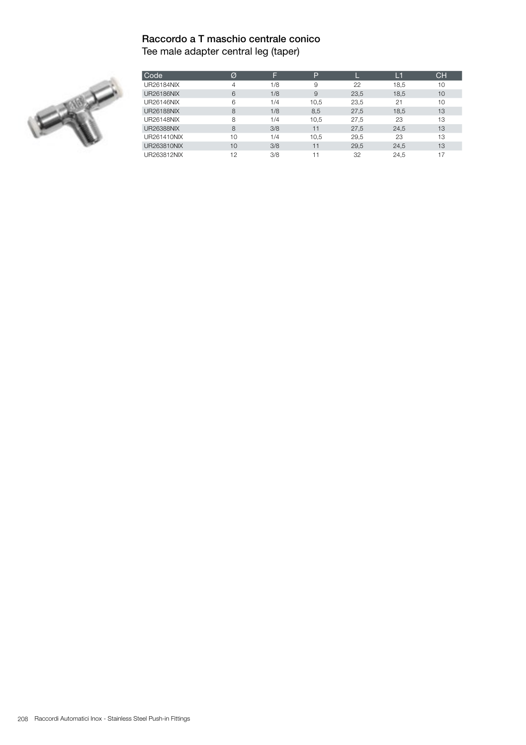## Raccordo a T maschio centrale conico

Tee male adapter central leg (taper)

| Code | Ø | F | P | L | L1 | CH |
|---|---|---|---|---|---|---|
| UR26184NIX | 4 | 1/8 | 9 | 22 | 18,5 | 10 |
| UR26186NIX | 6 | 1/8 | 9 | 23,5 | 18,5 | 10 |
| UR26146NIX | 6 | 1/4 | 10,5 | 23,5 | 21 | 10 |
| UR26188NIX | 8 | 1/8 | 8,5 | 27,5 | 18,5 | 13 |
| UR26148NIX | 8 | 1/4 | 10,5 | 27,5 | 23 | 13 |
| UR26388NIX | 8 | 3/8 | 11 | 27,5 | 24,5 | 13 |
| UR261410NIX | 10 | 1/4 | 10,5 | 29,5 | 23 | 13 |
| UR263810NIX | 10 | 3/8 | 11 | 29,5 | 24,5 | 13 |
| UR263812NIX | 12 | 3/8 | 11 | 32 | 24,5 | 17 |